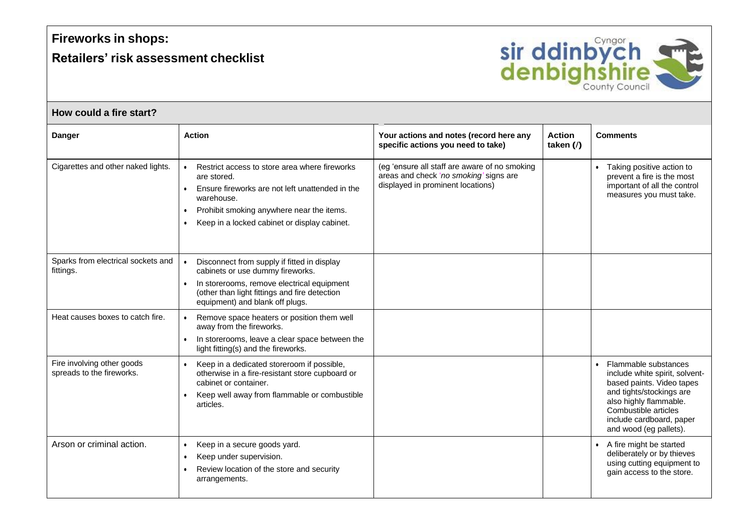# Fireworks in shops:

## Retailers' risk assessment checklist

### How could a fire start?

| Danger | Action | Your actions and notes (record here any specific actions you need to take) | Action taken (/) | Comments |
| --- | --- | --- | --- | --- |
| Cigarettes and other naked lights. | • Restrict access to store area where fireworks are stored.<br>• Ensure fireworks are not left unattended in the warehouse.<br>• Prohibit smoking anywhere near the items.<br>• Keep in a locked cabinet or display cabinet. | (eg 'ensure all staff are aware of no smoking areas and check '*no smoking*' signs are displayed in prominent locations) | | • Taking positive action to prevent a fire is the most important of all the control measures you must take. |
| Sparks from electrical sockets and fittings. | • Disconnect from supply if fitted in display cabinets or use dummy fireworks.<br>• In storerooms, remove electrical equipment (other than light fittings and fire detection equipment) and blank off plugs. | | | |
| Heat causes boxes to catch fire. | • Remove space heaters or position them well away from the fireworks.<br>• In storerooms, leave a clear space between the light fitting(s) and the fireworks. | | | |
| Fire involving other goods spreads to the fireworks. | • Keep in a dedicated storeroom if possible, otherwise in a fire-resistant store cupboard or cabinet or container.<br>• Keep well away from flammable or combustible articles. | | | • Flammable substances include white spirit, solvent-based paints. Video tapes and tights/stockings are also highly flammable. Combustible articles include cardboard, paper and wood (eg pallets). |
| Arson or criminal action. | • Keep in a secure goods yard.<br>• Keep under supervision.<br>• Review location of the store and security arrangements. | | | • A fire might be started deliberately or by thieves using cutting equipment to gain access to the store. |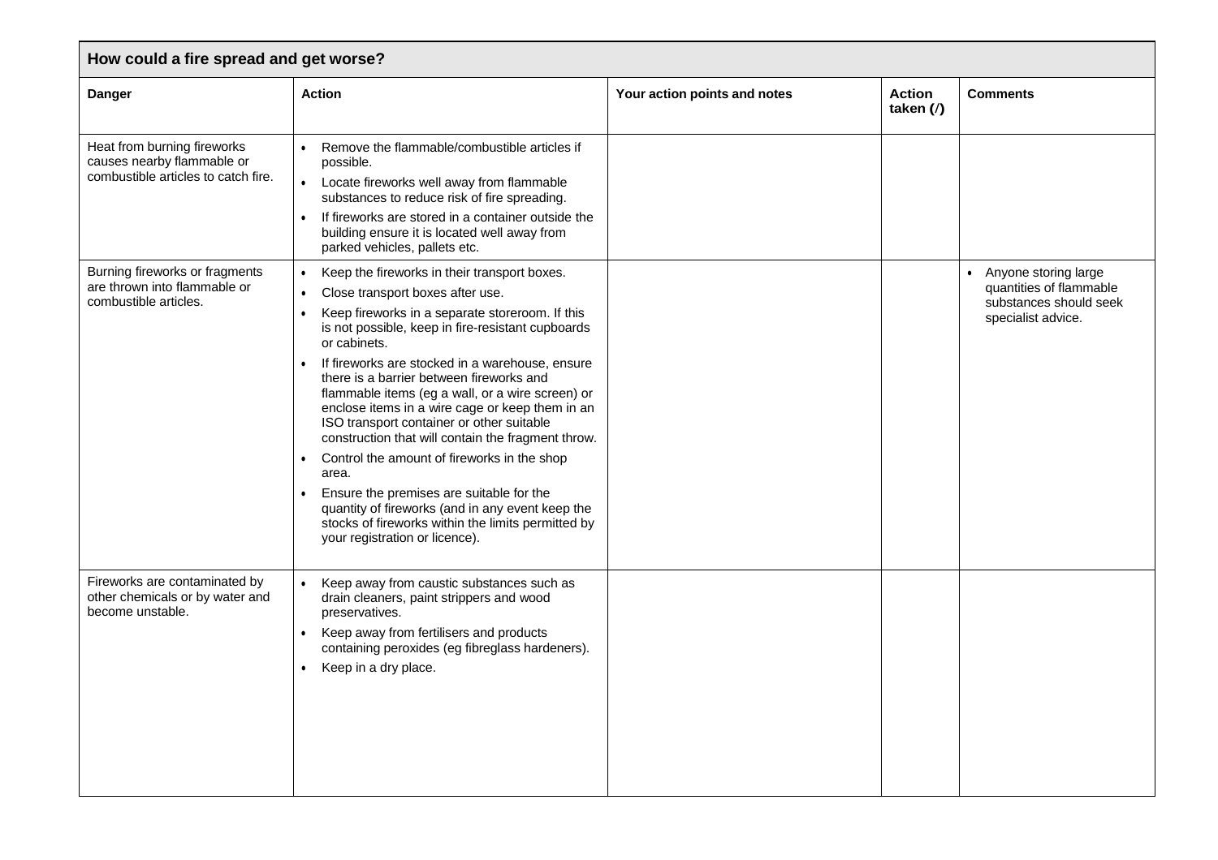| How could a fire spread and get worse? | | | | |
|---|---|---|---|---|
| **Danger** | **Action** | **Your action points and notes** | **Action taken (/)** | **Comments** |
| Heat from burning fireworks causes nearby flammable or combustible articles to catch fire. | • Remove the flammable/combustible articles if possible.<br>• Locate fireworks well away from flammable substances to reduce risk of fire spreading.<br>• If fireworks are stored in a container outside the building ensure it is located well away from parked vehicles, pallets etc. | | | |
| Burning fireworks or fragments are thrown into flammable or combustible articles. | • Keep the fireworks in their transport boxes.<br>• Close transport boxes after use.<br>• Keep fireworks in a separate storeroom. If this is not possible, keep in fire-resistant cupboards or cabinets.<br>• If fireworks are stocked in a warehouse, ensure there is a barrier between fireworks and flammable items (eg a wall, or a wire screen) or enclose items in a wire cage or keep them in an ISO transport container or other suitable construction that will contain the fragment throw.<br>• Control the amount of fireworks in the shop area.<br>• Ensure the premises are suitable for the quantity of fireworks (and in any event keep the stocks of fireworks within the limits permitted by your registration or licence). | | | • Anyone storing large quantities of flammable substances should seek specialist advice. |
| Fireworks are contaminated by other chemicals or by water and become unstable. | • Keep away from caustic substances such as drain cleaners, paint strippers and wood preservatives.<br>• Keep away from fertilisers and products containing peroxides (eg fibreglass hardeners).<br>• Keep in a dry place. | | | |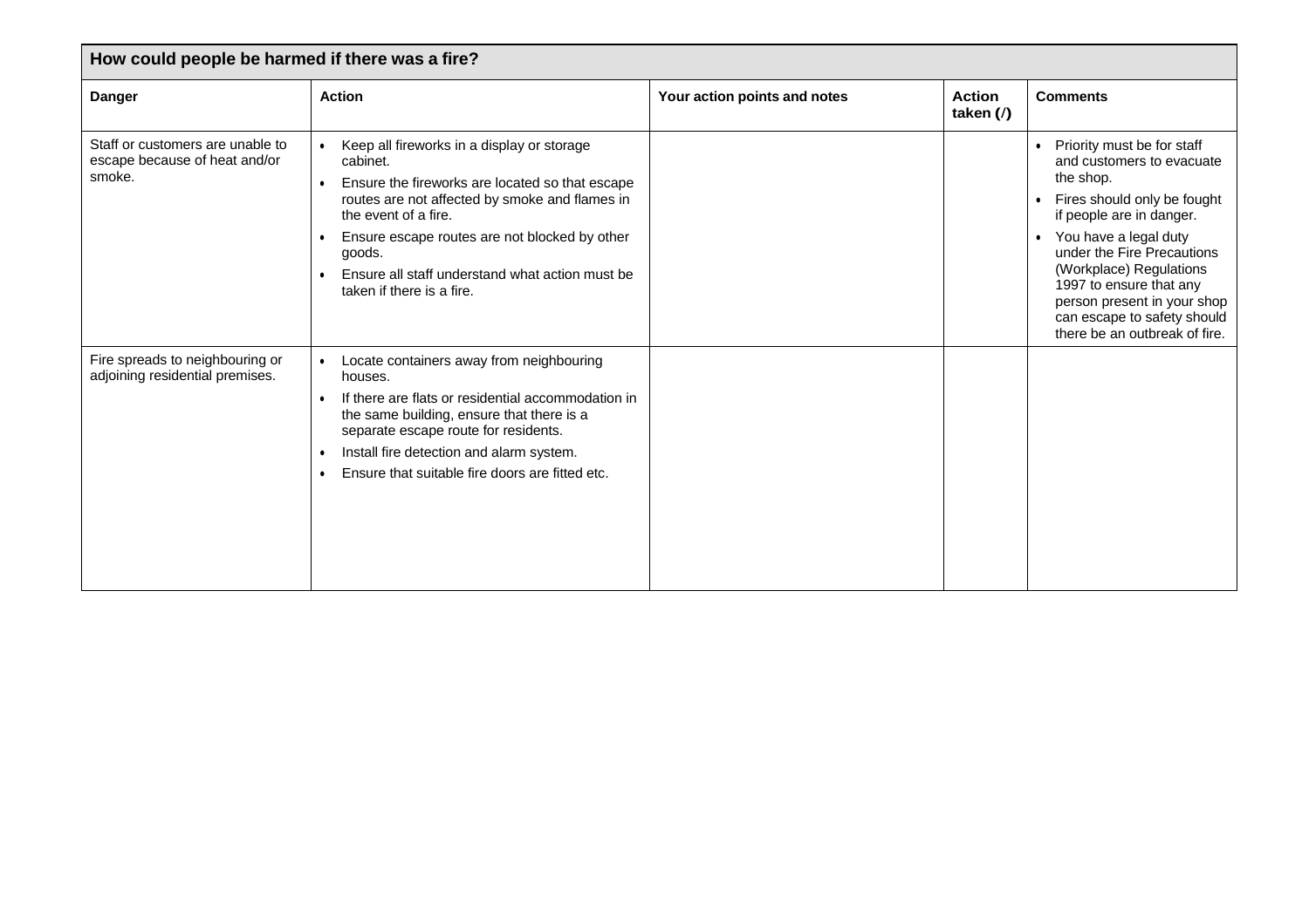| How could people be harmed if there was a fire? | | | | |
|---|---|---|---|---|
| **Danger** | **Action** | **Your action points and notes** | **Action taken (/)** | **Comments** |
| Staff or customers are unable to escape because of heat and/or smoke. | • Keep all fireworks in a display or storage cabinet.<br>• Ensure the fireworks are located so that escape routes are not affected by smoke and flames in the event of a fire.<br>• Ensure escape routes are not blocked by other goods.<br>• Ensure all staff understand what action must be taken if there is a fire. | | | • Priority must be for staff and customers to evacuate the shop.<br>• Fires should only be fought if people are in danger.<br>• You have a legal duty under the Fire Precautions (Workplace) Regulations 1997 to ensure that any person present in your shop can escape to safety should there be an outbreak of fire. |
| Fire spreads to neighbouring or adjoining residential premises. | • Locate containers away from neighbouring houses.<br>• If there are flats or residential accommodation in the same building, ensure that there is a separate escape route for residents.<br>• Install fire detection and alarm system.<br>• Ensure that suitable fire doors are fitted etc. | | | |